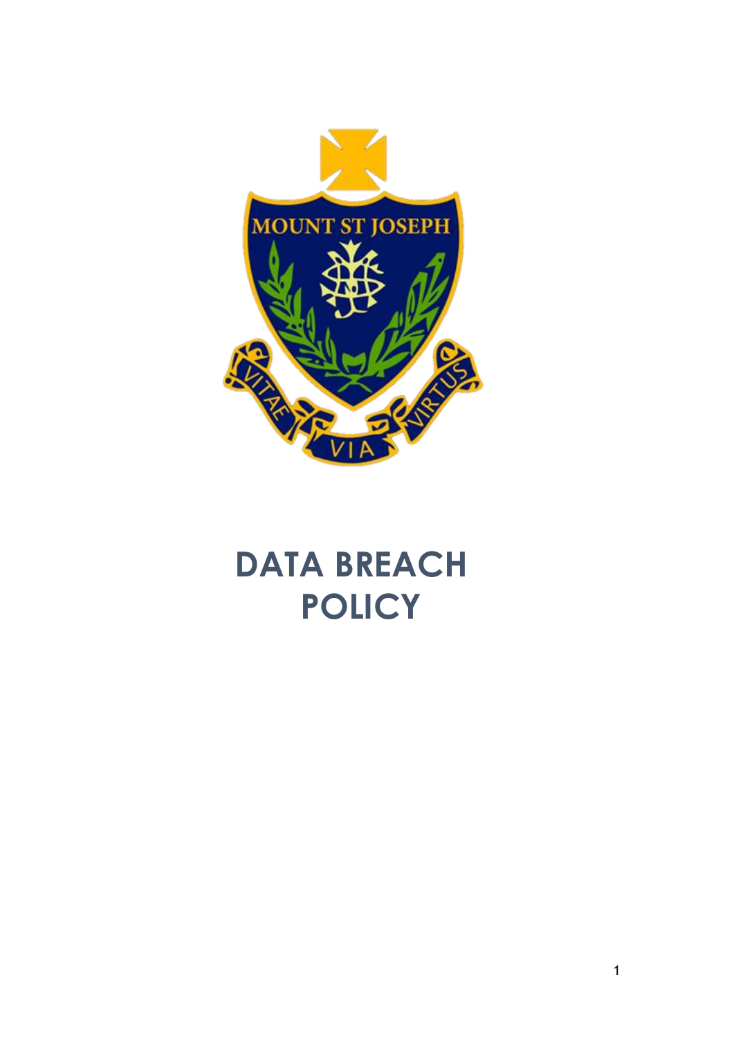# DATA BREACH POLICY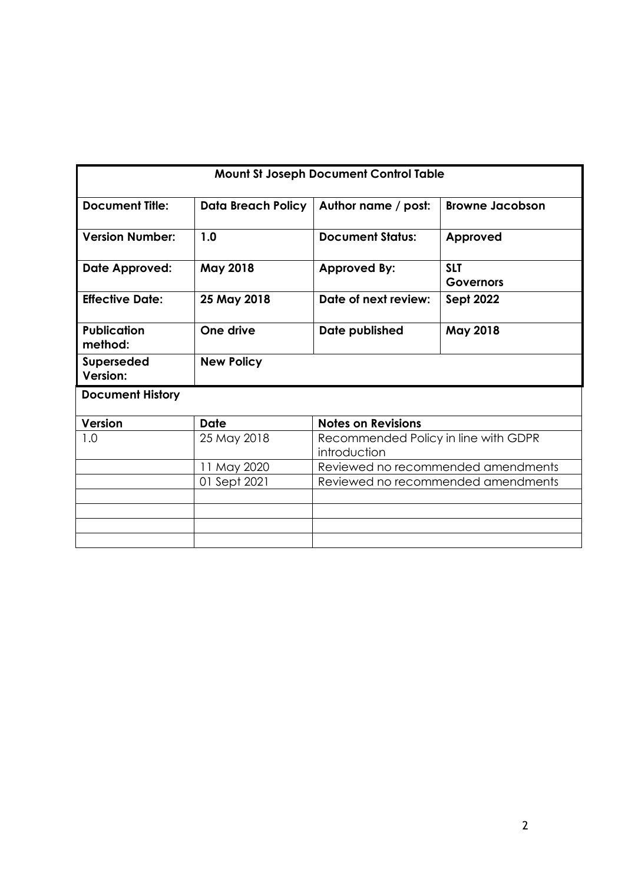| Mount St Joseph Document Control Table | | | |
|---|---|---|---|
| **Document Title:** | **Data Breach Policy** | **Author name / post:** | **Browne Jacobson** |
| **Version Number:** | **1.0** | **Document Status:** | **Approved** |
| **Date Approved:** | **May 2018** | **Approved By:** | **SLT Governors** |
| **Effective Date:** | **25 May 2018** | **Date of next review:** | **Sept 2022** |
| **Publication method:** | **One drive** | **Date published** | **May 2018** |
| **Superseded Version:** | **New Policy** | | |

**Document History**

| Version | Date | Notes on Revisions |
|---|---|---|
| 1.0 | 25 May 2018 | Recommended Policy in line with GDPR introduction |
| | 11 May 2020 | Reviewed no recommended amendments |
| | 01 Sept 2021 | Reviewed no recommended amendments |
| | | |
| | | |
| | | |
| | | |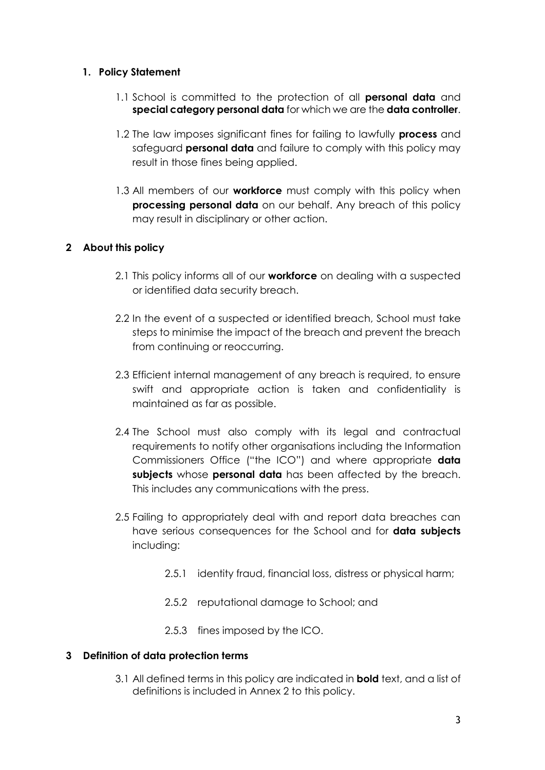## 1. Policy Statement

1.1 School is committed to the protection of all **personal data** and **special category personal data** for which we are the **data controller**.

1.2 The law imposes significant fines for failing to lawfully **process** and safeguard **personal data** and failure to comply with this policy may result in those fines being applied.

1.3 All members of our **workforce** must comply with this policy when **processing personal data** on our behalf. Any breach of this policy may result in disciplinary or other action.

## 2 About this policy

2.1 This policy informs all of our **workforce** on dealing with a suspected or identified data security breach.

2.2 In the event of a suspected or identified breach, School must take steps to minimise the impact of the breach and prevent the breach from continuing or reoccurring.

2.3 Efficient internal management of any breach is required, to ensure swift and appropriate action is taken and confidentiality is maintained as far as possible.

2.4 The School must also comply with its legal and contractual requirements to notify other organisations including the Information Commissioners Office ("the ICO") and where appropriate **data subjects** whose **personal data** has been affected by the breach. This includes any communications with the press.

2.5 Failing to appropriately deal with and report data breaches can have serious consequences for the School and for **data subjects** including:

- 2.5.1 identity fraud, financial loss, distress or physical harm;
- 2.5.2 reputational damage to School; and
- 2.5.3 fines imposed by the ICO.

## 3 Definition of data protection terms

3.1 All defined terms in this policy are indicated in **bold** text, and a list of definitions is included in Annex 2 to this policy.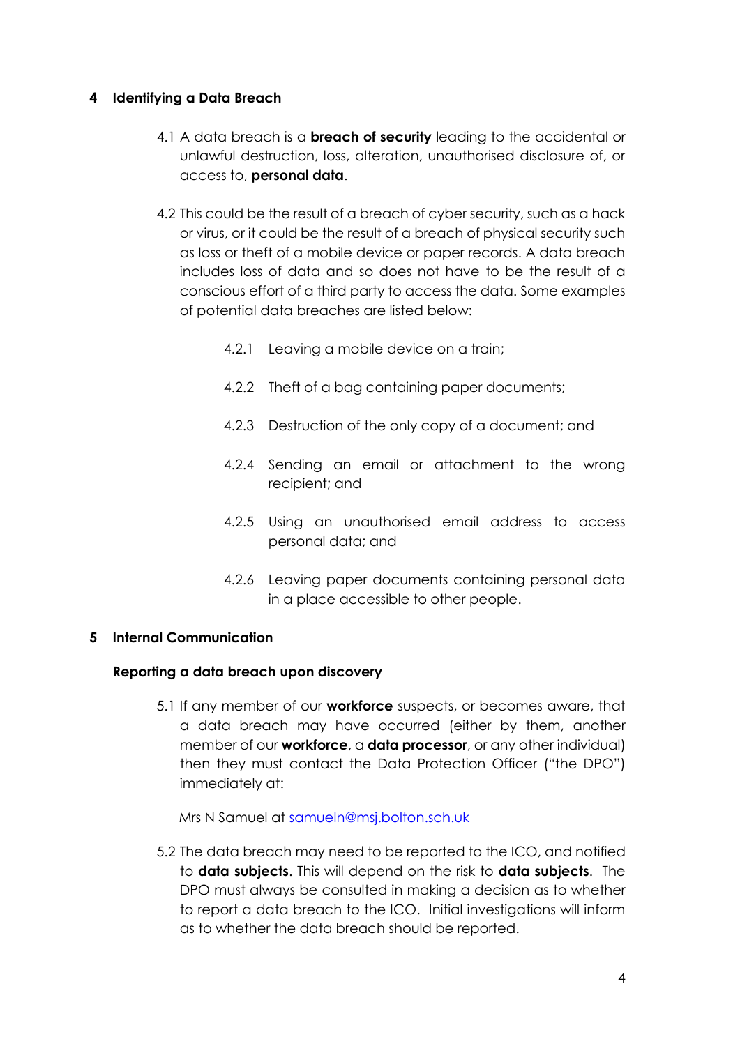## 4 Identifying a Data Breach

4.1 A data breach is a **breach of security** leading to the accidental or unlawful destruction, loss, alteration, unauthorised disclosure of, or access to, **personal data**.

4.2 This could be the result of a breach of cyber security, such as a hack or virus, or it could be the result of a breach of physical security such as loss or theft of a mobile device or paper records. A data breach includes loss of data and so does not have to be the result of a conscious effort of a third party to access the data. Some examples of potential data breaches are listed below:

- 4.2.1 Leaving a mobile device on a train;
- 4.2.2 Theft of a bag containing paper documents;
- 4.2.3 Destruction of the only copy of a document; and
- 4.2.4 Sending an email or attachment to the wrong recipient; and
- 4.2.5 Using an unauthorised email address to access personal data; and
- 4.2.6 Leaving paper documents containing personal data in a place accessible to other people.

## 5 Internal Communication

### Reporting a data breach upon discovery

5.1 If any member of our **workforce** suspects, or becomes aware, that a data breach may have occurred (either by them, another member of our **workforce**, a **data processor**, or any other individual) then they must contact the Data Protection Officer ("the DPO") immediately at:

Mrs N Samuel at samueln@msj.bolton.sch.uk

5.2 The data breach may need to be reported to the ICO, and notified to **data subjects**. This will depend on the risk to **data subjects**. The DPO must always be consulted in making a decision as to whether to report a data breach to the ICO. Initial investigations will inform as to whether the data breach should be reported.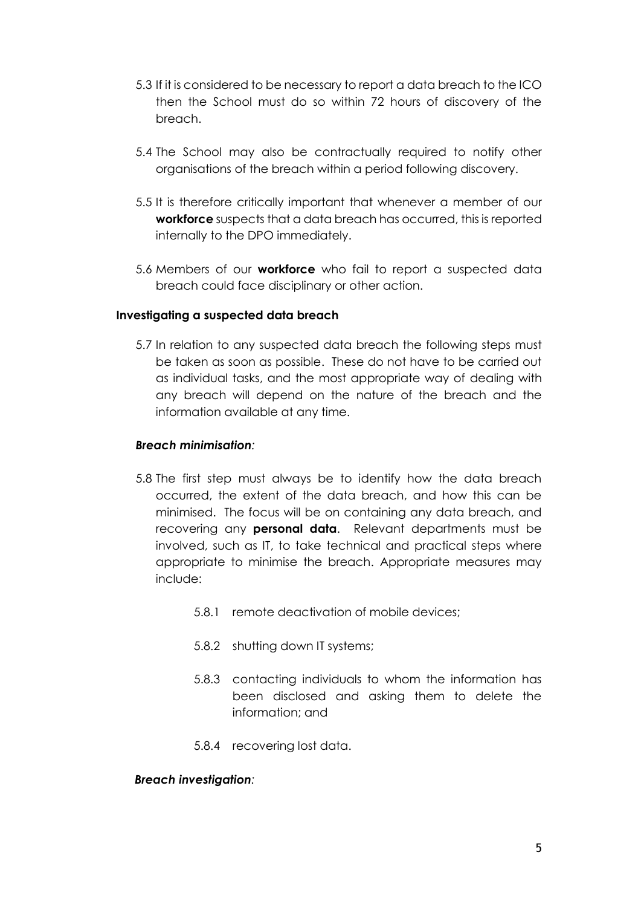5.3 If it is considered to be necessary to report a data breach to the ICO then the School must do so within 72 hours of discovery of the breach.

5.4 The School may also be contractually required to notify other organisations of the breach within a period following discovery.

5.5 It is therefore critically important that whenever a member of our **workforce** suspects that a data breach has occurred, this is reported internally to the DPO immediately.

5.6 Members of our **workforce** who fail to report a suspected data breach could face disciplinary or other action.

**Investigating a suspected data breach**

5.7 In relation to any suspected data breach the following steps must be taken as soon as possible. These do not have to be carried out as individual tasks, and the most appropriate way of dealing with any breach will depend on the nature of the breach and the information available at any time.

***Breach minimisation:***

5.8 The first step must always be to identify how the data breach occurred, the extent of the data breach, and how this can be minimised. The focus will be on containing any data breach, and recovering any **personal data**. Relevant departments must be involved, such as IT, to take technical and practical steps where appropriate to minimise the breach. Appropriate measures may include:

- 5.8.1 remote deactivation of mobile devices;
- 5.8.2 shutting down IT systems;
- 5.8.3 contacting individuals to whom the information has been disclosed and asking them to delete the information; and
- 5.8.4 recovering lost data.

***Breach investigation:***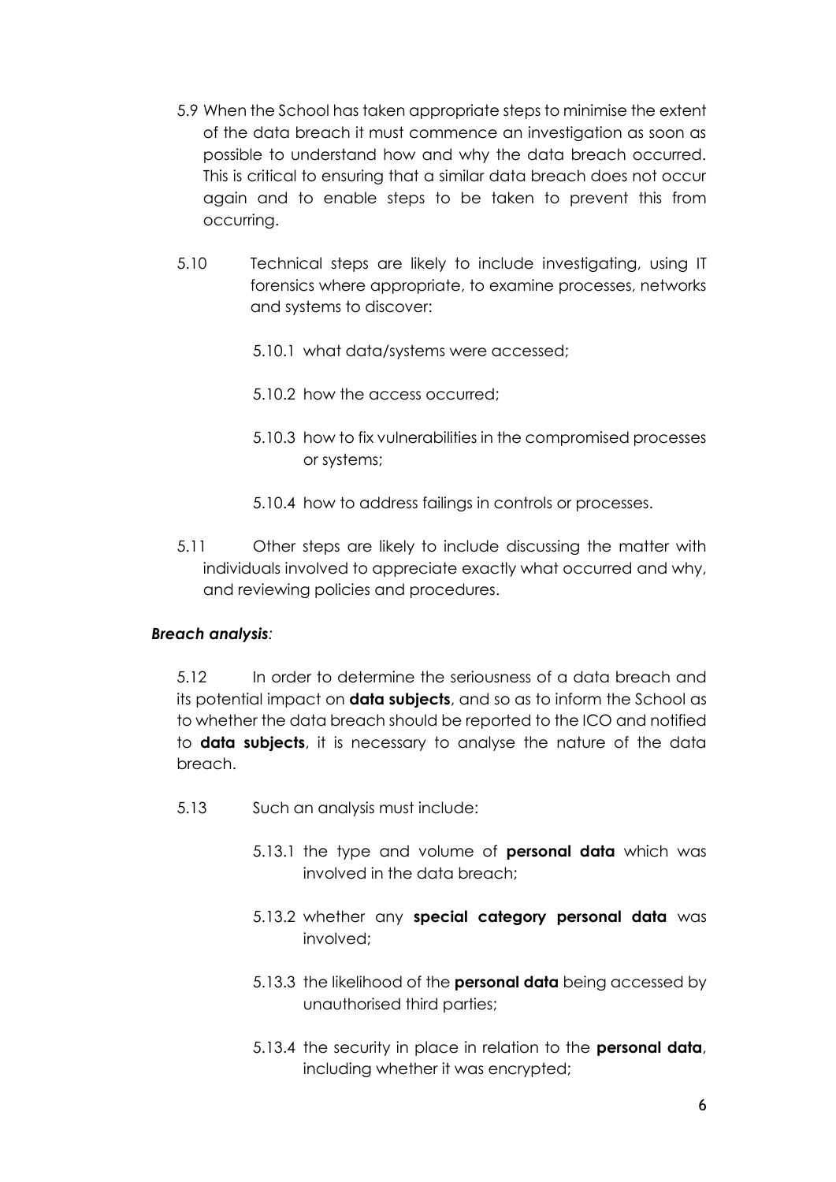5.9 When the School has taken appropriate steps to minimise the extent of the data breach it must commence an investigation as soon as possible to understand how and why the data breach occurred. This is critical to ensuring that a similar data breach does not occur again and to enable steps to be taken to prevent this from occurring.

5.10 Technical steps are likely to include investigating, using IT forensics where appropriate, to examine processes, networks and systems to discover:

5.10.1 what data/systems were accessed;

5.10.2 how the access occurred;

5.10.3 how to fix vulnerabilities in the compromised processes or systems;

5.10.4 how to address failings in controls or processes.

5.11 Other steps are likely to include discussing the matter with individuals involved to appreciate exactly what occurred and why, and reviewing policies and procedures.

***Breach analysis:***

5.12 In order to determine the seriousness of a data breach and its potential impact on **data subjects**, and so as to inform the School as to whether the data breach should be reported to the ICO and notified to **data subjects**, it is necessary to analyse the nature of the data breach.

5.13 Such an analysis must include:

5.13.1 the type and volume of **personal data** which was involved in the data breach;

5.13.2 whether any **special category personal data** was involved;

5.13.3 the likelihood of the **personal data** being accessed by unauthorised third parties;

5.13.4 the security in place in relation to the **personal data**, including whether it was encrypted;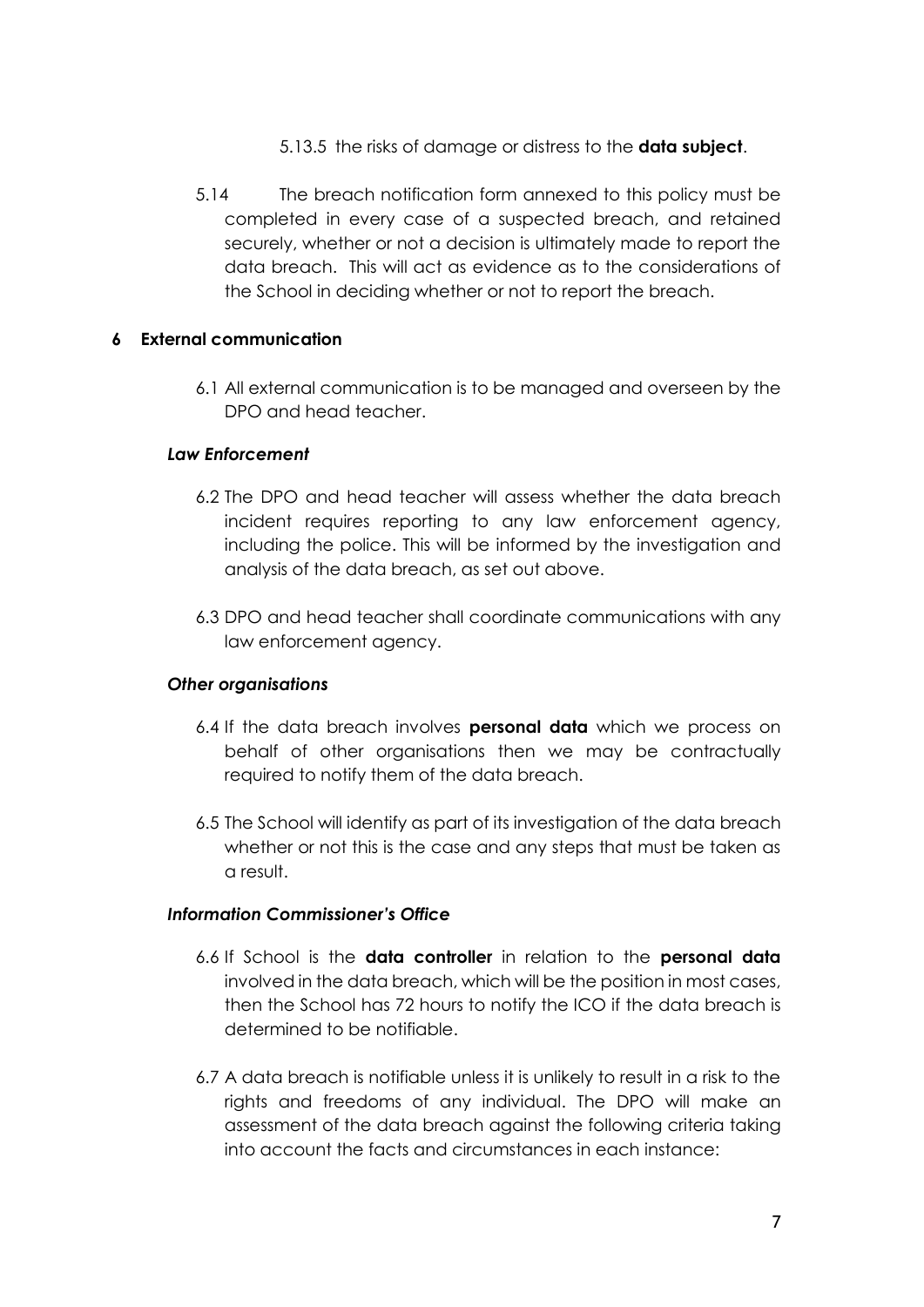5.13.5 the risks of damage or distress to the **data subject**.

5.14 The breach notification form annexed to this policy must be completed in every case of a suspected breach, and retained securely, whether or not a decision is ultimately made to report the data breach. This will act as evidence as to the considerations of the School in deciding whether or not to report the breach.

## 6 External communication

6.1 All external communication is to be managed and overseen by the DPO and head teacher.

### *Law Enforcement*

6.2 The DPO and head teacher will assess whether the data breach incident requires reporting to any law enforcement agency, including the police. This will be informed by the investigation and analysis of the data breach, as set out above.

6.3 DPO and head teacher shall coordinate communications with any law enforcement agency.

### *Other organisations*

6.4 If the data breach involves **personal data** which we process on behalf of other organisations then we may be contractually required to notify them of the data breach.

6.5 The School will identify as part of its investigation of the data breach whether or not this is the case and any steps that must be taken as a result.

### *Information Commissioner's Office*

6.6 If School is the **data controller** in relation to the **personal data** involved in the data breach, which will be the position in most cases, then the School has 72 hours to notify the ICO if the data breach is determined to be notifiable.

6.7 A data breach is notifiable unless it is unlikely to result in a risk to the rights and freedoms of any individual. The DPO will make an assessment of the data breach against the following criteria taking into account the facts and circumstances in each instance: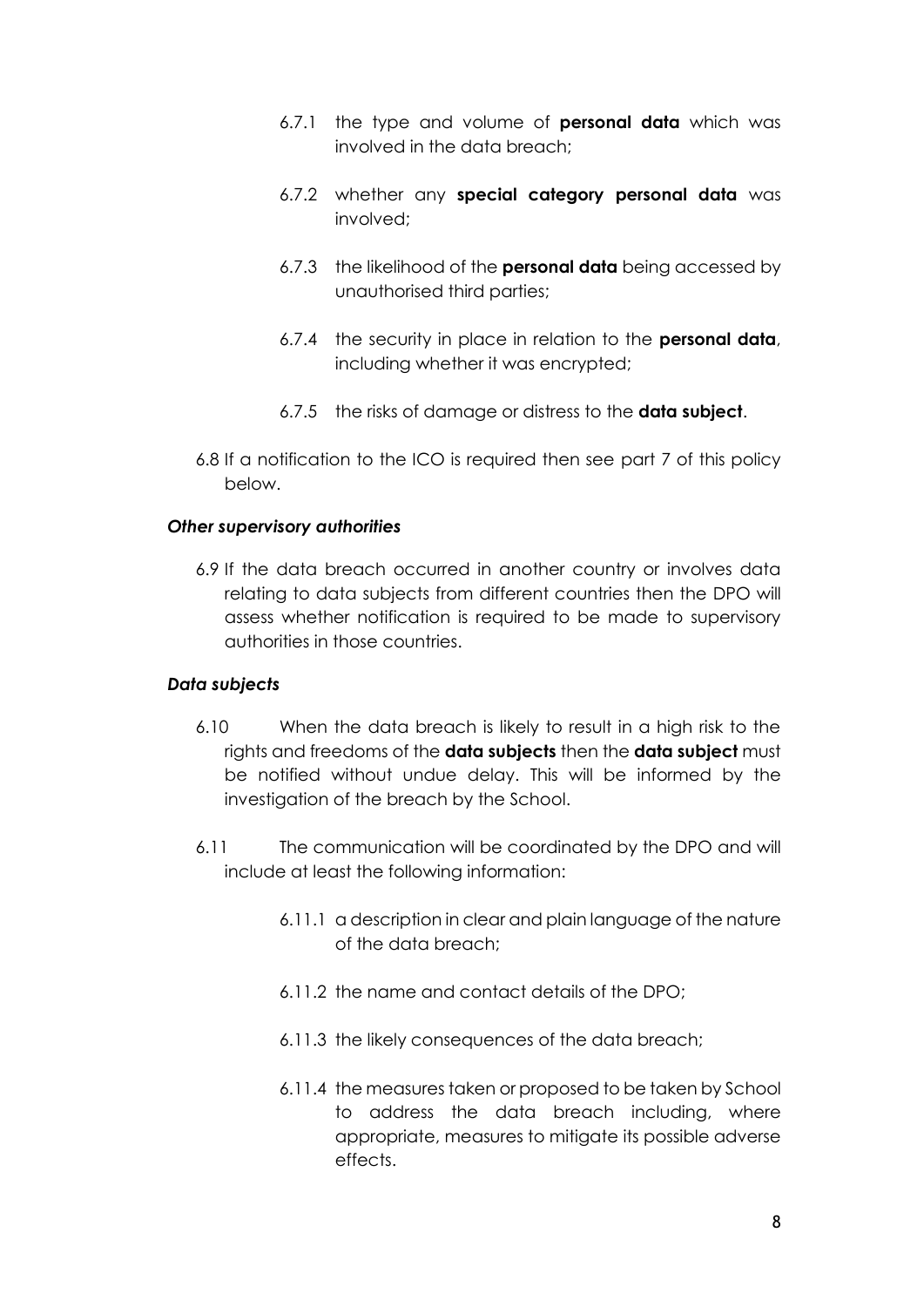6.7.1 the type and volume of **personal data** which was involved in the data breach;

6.7.2 whether any **special category personal data** was involved;

6.7.3 the likelihood of the **personal data** being accessed by unauthorised third parties;

6.7.4 the security in place in relation to the **personal data**, including whether it was encrypted;

6.7.5 the risks of damage or distress to the **data subject**.

6.8 If a notification to the ICO is required then see part 7 of this policy below.

***Other supervisory authorities***

6.9 If the data breach occurred in another country or involves data relating to data subjects from different countries then the DPO will assess whether notification is required to be made to supervisory authorities in those countries.

***Data subjects***

6.10 When the data breach is likely to result in a high risk to the rights and freedoms of the **data subjects** then the **data subject** must be notified without undue delay. This will be informed by the investigation of the breach by the School.

6.11 The communication will be coordinated by the DPO and will include at least the following information:

6.11.1 a description in clear and plain language of the nature of the data breach;

6.11.2 the name and contact details of the DPO;

6.11.3 the likely consequences of the data breach;

6.11.4 the measures taken or proposed to be taken by School to address the data breach including, where appropriate, measures to mitigate its possible adverse effects.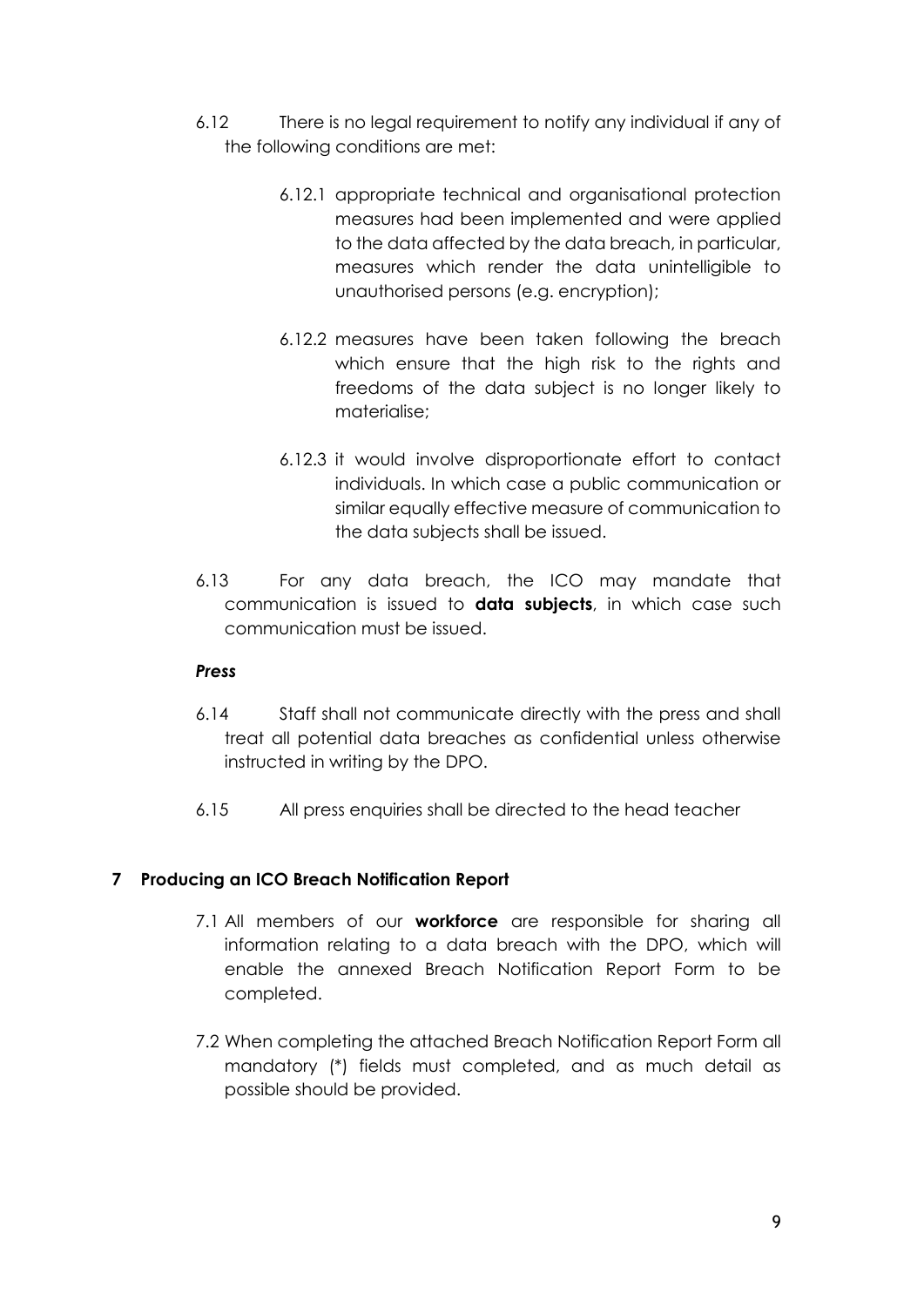6.12 There is no legal requirement to notify any individual if any of the following conditions are met:

6.12.1 appropriate technical and organisational protection measures had been implemented and were applied to the data affected by the data breach, in particular, measures which render the data unintelligible to unauthorised persons (e.g. encryption);

6.12.2 measures have been taken following the breach which ensure that the high risk to the rights and freedoms of the data subject is no longer likely to materialise;

6.12.3 it would involve disproportionate effort to contact individuals. In which case a public communication or similar equally effective measure of communication to the data subjects shall be issued.

6.13 For any data breach, the ICO may mandate that communication is issued to **data subjects**, in which case such communication must be issued.

***Press***

6.14 Staff shall not communicate directly with the press and shall treat all potential data breaches as confidential unless otherwise instructed in writing by the DPO.

6.15 All press enquiries shall be directed to the head teacher

## 7 Producing an ICO Breach Notification Report

7.1 All members of our **workforce** are responsible for sharing all information relating to a data breach with the DPO, which will enable the annexed Breach Notification Report Form to be completed.

7.2 When completing the attached Breach Notification Report Form all mandatory (*) fields must completed, and as much detail as possible should be provided.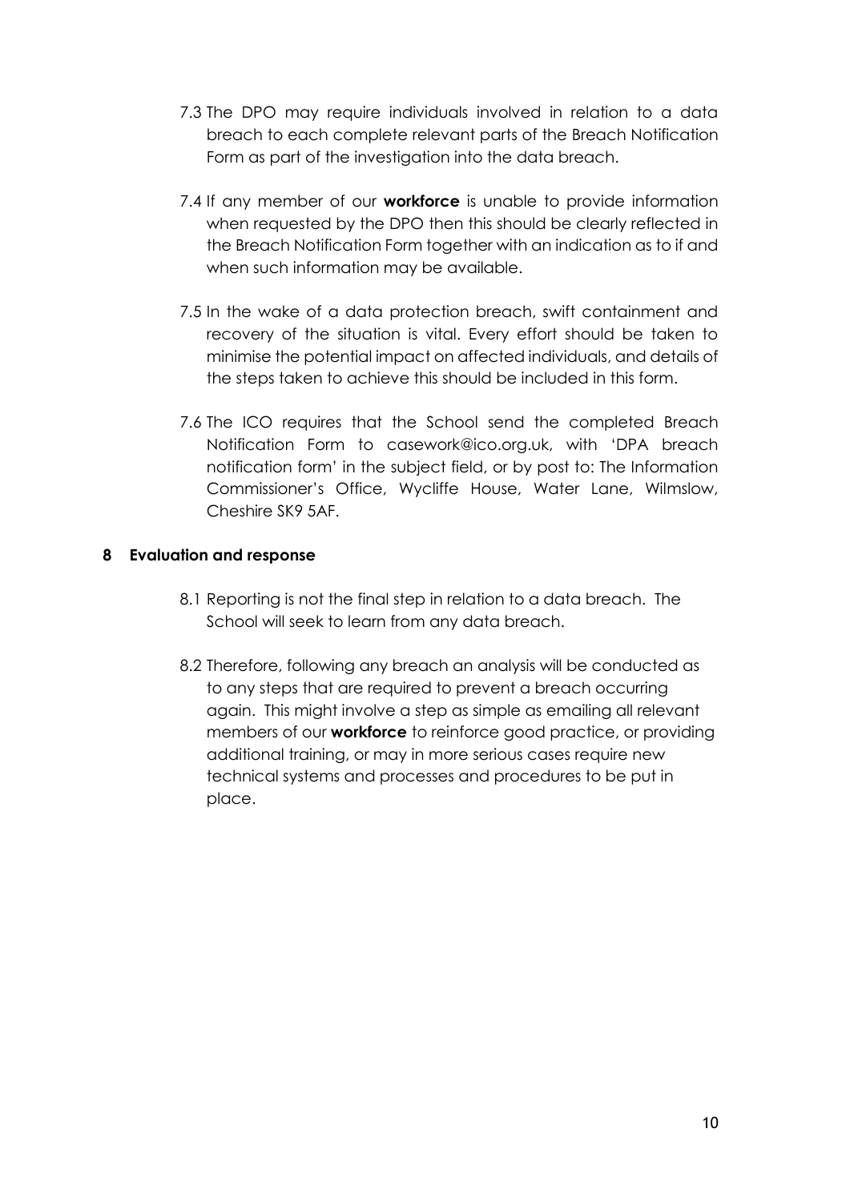7.3 The DPO may require individuals involved in relation to a data breach to each complete relevant parts of the Breach Notification Form as part of the investigation into the data breach.

7.4 If any member of our **workforce** is unable to provide information when requested by the DPO then this should be clearly reflected in the Breach Notification Form together with an indication as to if and when such information may be available.

7.5 In the wake of a data protection breach, swift containment and recovery of the situation is vital. Every effort should be taken to minimise the potential impact on affected individuals, and details of the steps taken to achieve this should be included in this form.

7.6 The ICO requires that the School send the completed Breach Notification Form to casework@ico.org.uk, with 'DPA breach notification form' in the subject field, or by post to: The Information Commissioner's Office, Wycliffe House, Water Lane, Wilmslow, Cheshire SK9 5AF.

## 8 Evaluation and response

8.1 Reporting is not the final step in relation to a data breach. The School will seek to learn from any data breach.

8.2 Therefore, following any breach an analysis will be conducted as to any steps that are required to prevent a breach occurring again. This might involve a step as simple as emailing all relevant members of our **workforce** to reinforce good practice, or providing additional training, or may in more serious cases require new technical systems and processes and procedures to be put in place.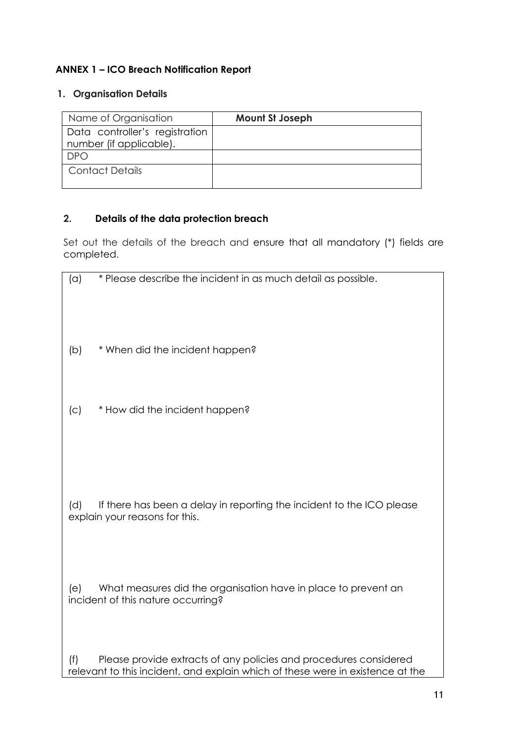## ANNEX 1 – ICO Breach Notification Report

### 1. Organisation Details

| Name of Organisation | **Mount St Joseph** |
|---|---|
| Data controller's registration number (if applicable). | |
| DPO | |
| Contact Details | |

### 2. Details of the data protection breach

Set out the details of the breach and ensure that all mandatory (*) fields are completed.

(a) * Please describe the incident in as much detail as possible.

(b) * When did the incident happen?

(c) * How did the incident happen?

(d) If there has been a delay in reporting the incident to the ICO please explain your reasons for this.

(e) What measures did the organisation have in place to prevent an incident of this nature occurring?

(f) Please provide extracts of any policies and procedures considered relevant to this incident, and explain which of these were in existence at the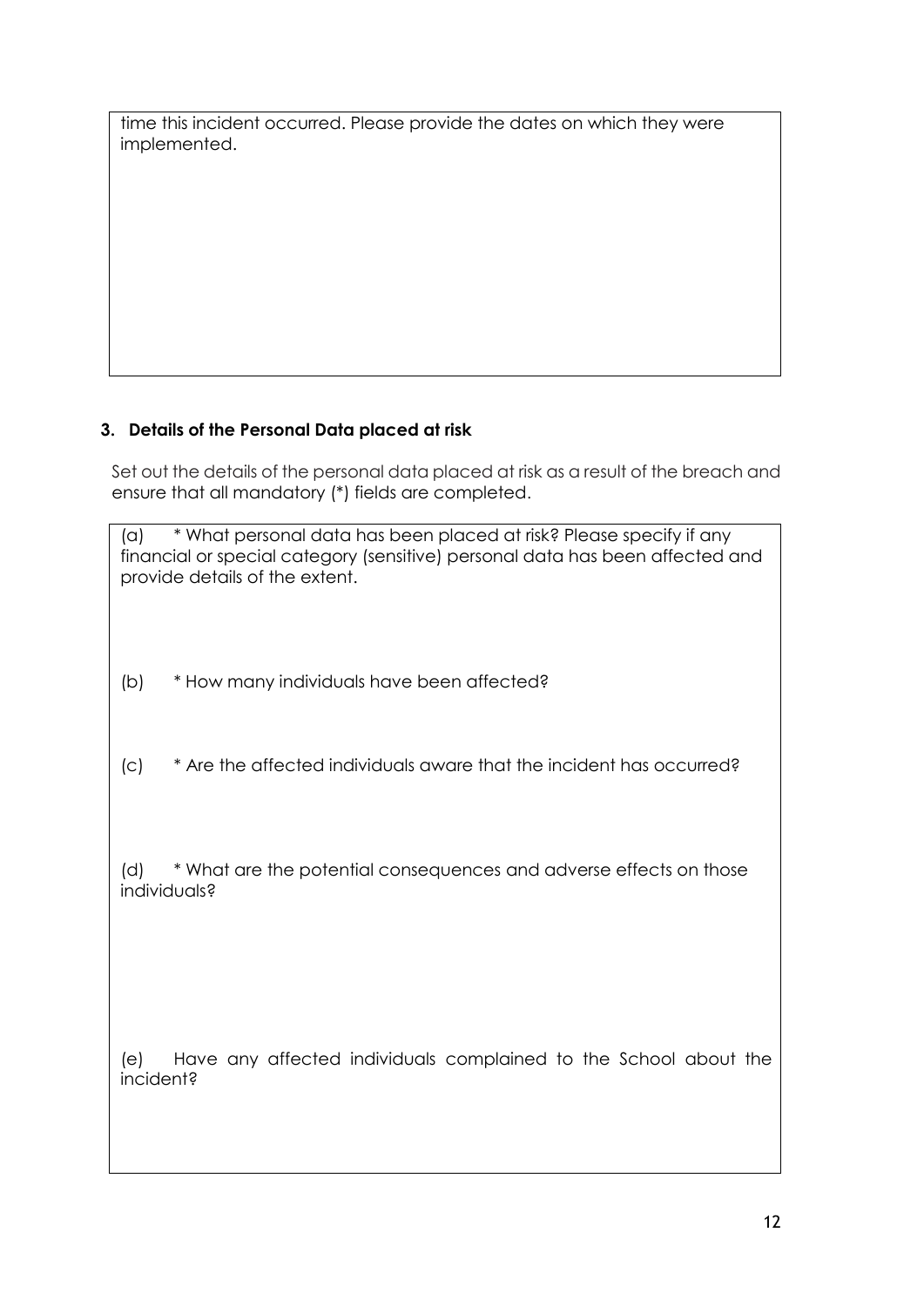time this incident occurred. Please provide the dates on which they were implemented.

### 3. Details of the Personal Data placed at risk

Set out the details of the personal data placed at risk as a result of the breach and ensure that all mandatory (*) fields are completed.

(a) * What personal data has been placed at risk? Please specify if any financial or special category (sensitive) personal data has been affected and provide details of the extent.

(b) * How many individuals have been affected?

(c) * Are the affected individuals aware that the incident has occurred?

(d) * What are the potential consequences and adverse effects on those individuals?

(e) Have any affected individuals complained to the School about the incident?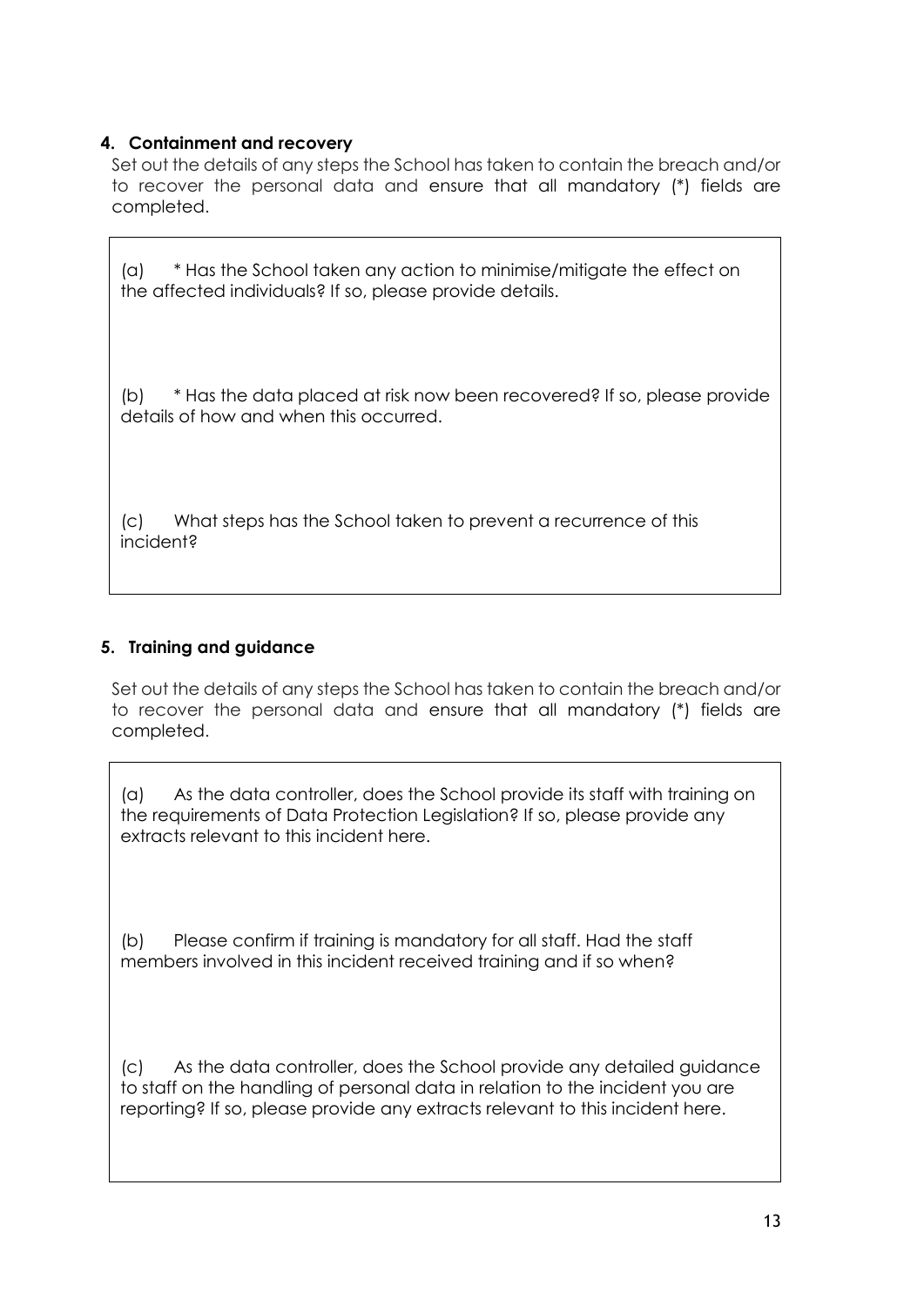## 4. Containment and recovery

Set out the details of any steps the School has taken to contain the breach and/or to recover the personal data and ensure that all mandatory (*) fields are completed.

(a) * Has the School taken any action to minimise/mitigate the effect on the affected individuals? If so, please provide details.

(b) * Has the data placed at risk now been recovered? If so, please provide details of how and when this occurred.

(c) What steps has the School taken to prevent a recurrence of this incident?

## 5. Training and guidance

Set out the details of any steps the School has taken to contain the breach and/or to recover the personal data and ensure that all mandatory (*) fields are completed.

(a) As the data controller, does the School provide its staff with training on the requirements of Data Protection Legislation? If so, please provide any extracts relevant to this incident here.

(b) Please confirm if training is mandatory for all staff. Had the staff members involved in this incident received training and if so when?

(c) As the data controller, does the School provide any detailed guidance to staff on the handling of personal data in relation to the incident you are reporting? If so, please provide any extracts relevant to this incident here.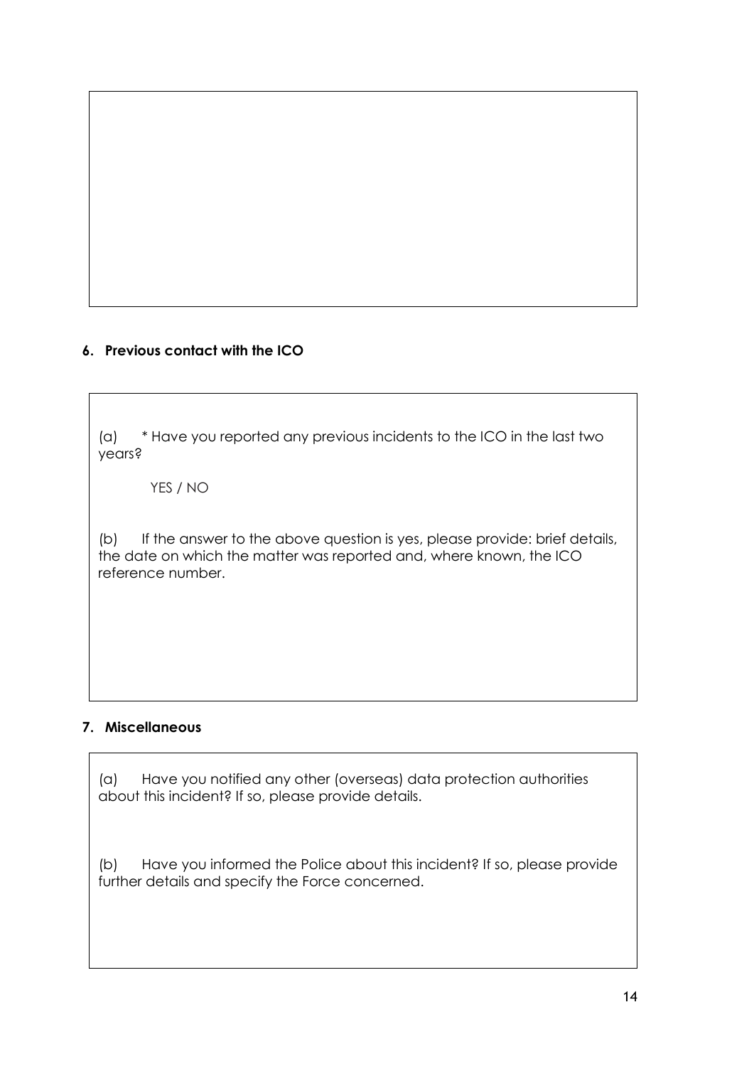## 6. Previous contact with the ICO

(a) * Have you reported any previous incidents to the ICO in the last two years?

YES / NO

(b) If the answer to the above question is yes, please provide: brief details, the date on which the matter was reported and, where known, the ICO reference number.

## 7. Miscellaneous

(a) Have you notified any other (overseas) data protection authorities about this incident? If so, please provide details.

(b) Have you informed the Police about this incident? If so, please provide further details and specify the Force concerned.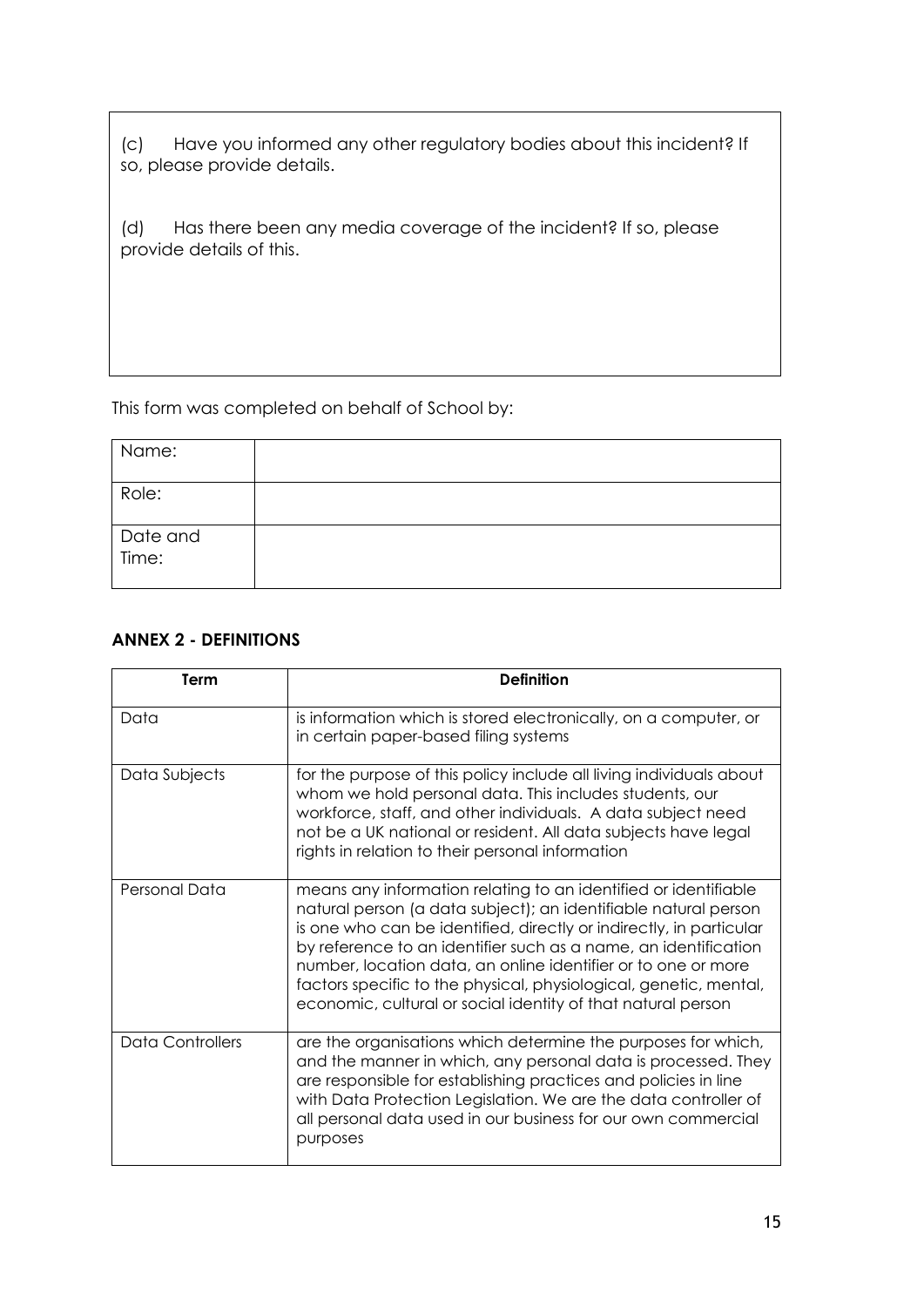(c) Have you informed any other regulatory bodies about this incident? If so, please provide details.

(d) Has there been any media coverage of the incident? If so, please provide details of this.

This form was completed on behalf of School by:

| Name: | |
|---|---|
| Role: | |
| Date and Time: | |

## ANNEX 2 - DEFINITIONS

| Term | Definition |
|---|---|
| Data | is information which is stored electronically, on a computer, or in certain paper-based filing systems |
| Data Subjects | for the purpose of this policy include all living individuals about whom we hold personal data. This includes students, our workforce, staff, and other individuals. A data subject need not be a UK national or resident. All data subjects have legal rights in relation to their personal information |
| Personal Data | means any information relating to an identified or identifiable natural person (a data subject); an identifiable natural person is one who can be identified, directly or indirectly, in particular by reference to an identifier such as a name, an identification number, location data, an online identifier or to one or more factors specific to the physical, physiological, genetic, mental, economic, cultural or social identity of that natural person |
| Data Controllers | are the organisations which determine the purposes for which, and the manner in which, any personal data is processed. They are responsible for establishing practices and policies in line with Data Protection Legislation. We are the data controller of all personal data used in our business for our own commercial purposes |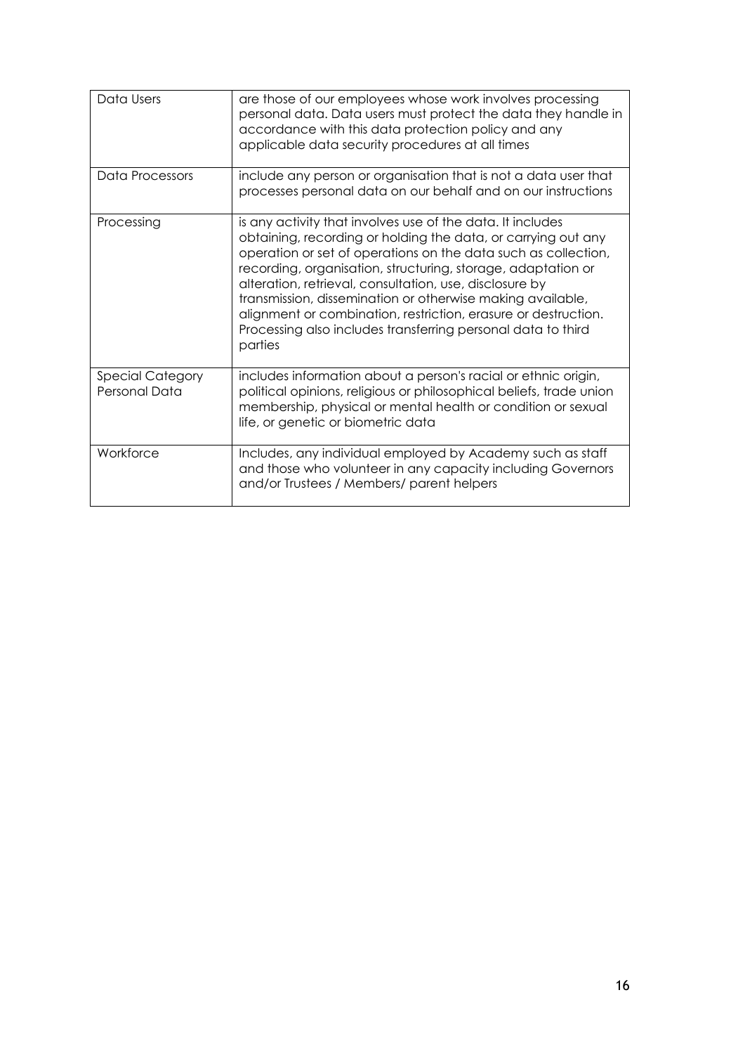| | |
|---|---|
| Data Users | are those of our employees whose work involves processing personal data. Data users must protect the data they handle in accordance with this data protection policy and any applicable data security procedures at all times |
| Data Processors | include any person or organisation that is not a data user that processes personal data on our behalf and on our instructions |
| Processing | is any activity that involves use of the data. It includes obtaining, recording or holding the data, or carrying out any operation or set of operations on the data such as collection, recording, organisation, structuring, storage, adaptation or alteration, retrieval, consultation, use, disclosure by transmission, dissemination or otherwise making available, alignment or combination, restriction, erasure or destruction. Processing also includes transferring personal data to third parties |
| Special Category Personal Data | includes information about a person's racial or ethnic origin, political opinions, religious or philosophical beliefs, trade union membership, physical or mental health or condition or sexual life, or genetic or biometric data |
| Workforce | Includes, any individual employed by Academy such as staff and those who volunteer in any capacity including Governors and/or Trustees / Members/ parent helpers |